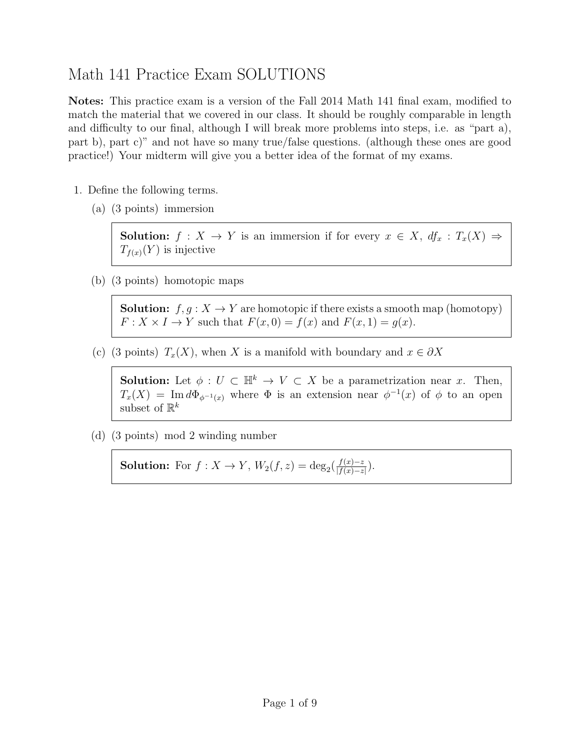# Math 141 Practice Exam SOLUTIONS

**Notes:** This practice exam is a version of the Fall 2014 Math 141 final exam, modified to match the material that we covered in our class. It should be roughly comparable in length and difficulty to our final, although I will break more problems into steps, i.e. as "part a), part b), part c)" and not have so many true/false questions. (although these ones are good practice!) Your midterm will give you a better idea of the format of my exams.

1. Define the following terms.

   (a) (3 points) immersion

   > **Solution:** $f : X \to Y$ is an immersion if for every $x \in X$, $df_x : T_x(X) \Rightarrow T_{f(x)}(Y)$ is injective

   (b) (3 points) homotopic maps

   > **Solution:** $f, g : X \to Y$ are homotopic if there exists a smooth map (homotopy) $F : X \times I \to Y$ such that $F(x, 0) = f(x)$ and $F(x, 1) = g(x)$.

   (c) (3 points) $T_x(X)$, when $X$ is a manifold with boundary and $x \in \partial X$

   > **Solution:** Let $\phi : U \subset \mathbb{H}^k \to V \subset X$ be a parametrization near $x$. Then, $T_x(X) = \operatorname{Im} d\Phi_{\phi^{-1}(x)}$ where $\Phi$ is an extension near $\phi^{-1}(x)$ of $\phi$ to an open subset of $\mathbb{R}^k$

   (d) (3 points) mod 2 winding number

   > **Solution:** For $f : X \to Y$, $W_2(f, z) = \deg_2(\frac{f(x)-z}{|f(x)-z|})$.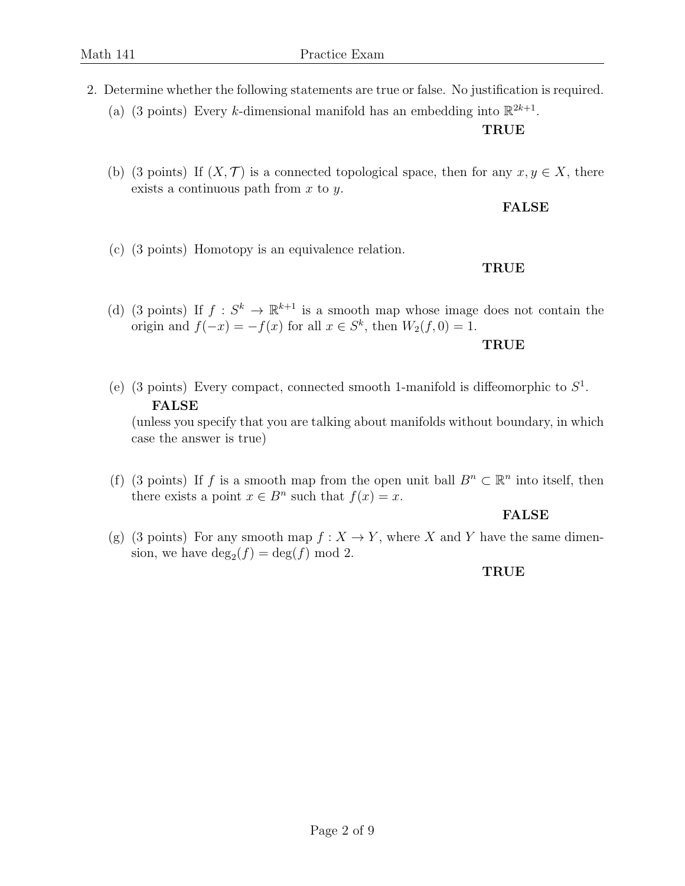2. Determine whether the following statements are true or false. No justification is required.

   (a) (3 points) Every $k$-dimensional manifold has an embedding into $\mathbb{R}^{2k+1}$.

   **TRUE**

   (b) (3 points) If $(X, \mathcal{T})$ is a connected topological space, then for any $x, y \in X$, there exists a continuous path from $x$ to $y$.

   **FALSE**

   (c) (3 points) Homotopy is an equivalence relation.

   **TRUE**

   (d) (3 points) If $f : S^k \to \mathbb{R}^{k+1}$ is a smooth map whose image does not contain the origin and $f(-x) = -f(x)$ for all $x \in S^k$, then $W_2(f, 0) = 1$.

   **TRUE**

   (e) (3 points) Every compact, connected smooth 1-manifold is diffeomorphic to $S^1$.

   **FALSE**

   (unless you specify that you are talking about manifolds without boundary, in which case the answer is true)

   (f) (3 points) If $f$ is a smooth map from the open unit ball $B^n \subset \mathbb{R}^n$ into itself, then there exists a point $x \in B^n$ such that $f(x) = x$.

   **FALSE**

   (g) (3 points) For any smooth map $f : X \to Y$, where $X$ and $Y$ have the same dimension, we have $\deg_2(f) = \deg(f) \bmod 2$.

   **TRUE**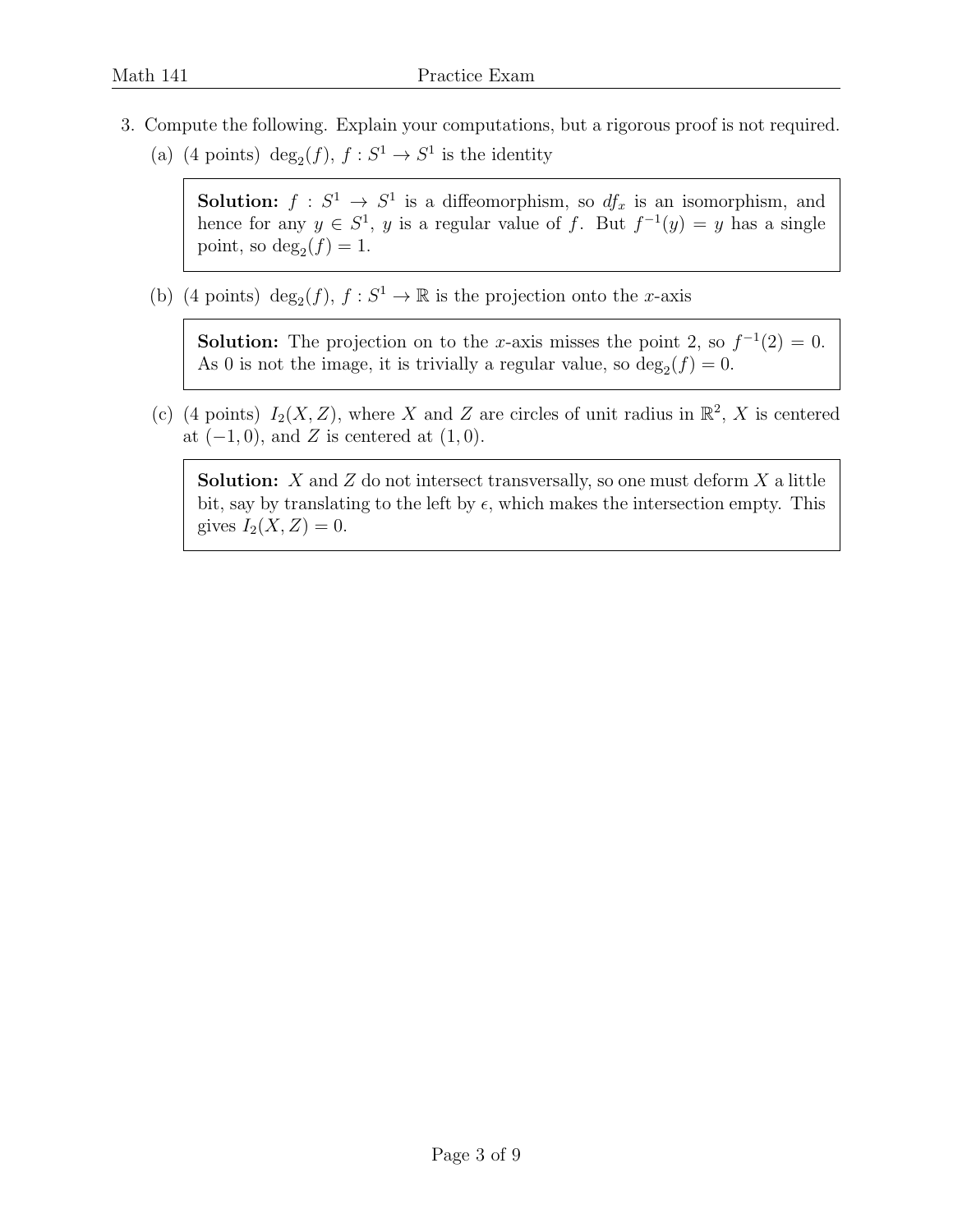3. Compute the following. Explain your computations, but a rigorous proof is not required.

   (a) (4 points) $\deg_2(f)$, $f : S^1 \to S^1$ is the identity

   > **Solution:** $f : S^1 \to S^1$ is a diffeomorphism, so $df_x$ is an isomorphism, and hence for any $y \in S^1$, $y$ is a regular value of $f$. But $f^{-1}(y) = y$ has a single point, so $\deg_2(f) = 1$.

   (b) (4 points) $\deg_2(f)$, $f : S^1 \to \mathbb{R}$ is the projection onto the $x$-axis

   > **Solution:** The projection on to the $x$-axis misses the point 2, so $f^{-1}(2) = 0$. As 0 is not the image, it is trivially a regular value, so $\deg_2(f) = 0$.

   (c) (4 points) $I_2(X, Z)$, where $X$ and $Z$ are circles of unit radius in $\mathbb{R}^2$, $X$ is centered at $(-1, 0)$, and $Z$ is centered at $(1, 0)$.

   > **Solution:** $X$ and $Z$ do not intersect transversally, so one must deform $X$ a little bit, say by translating to the left by $\epsilon$, which makes the intersection empty. This gives $I_2(X, Z) = 0$.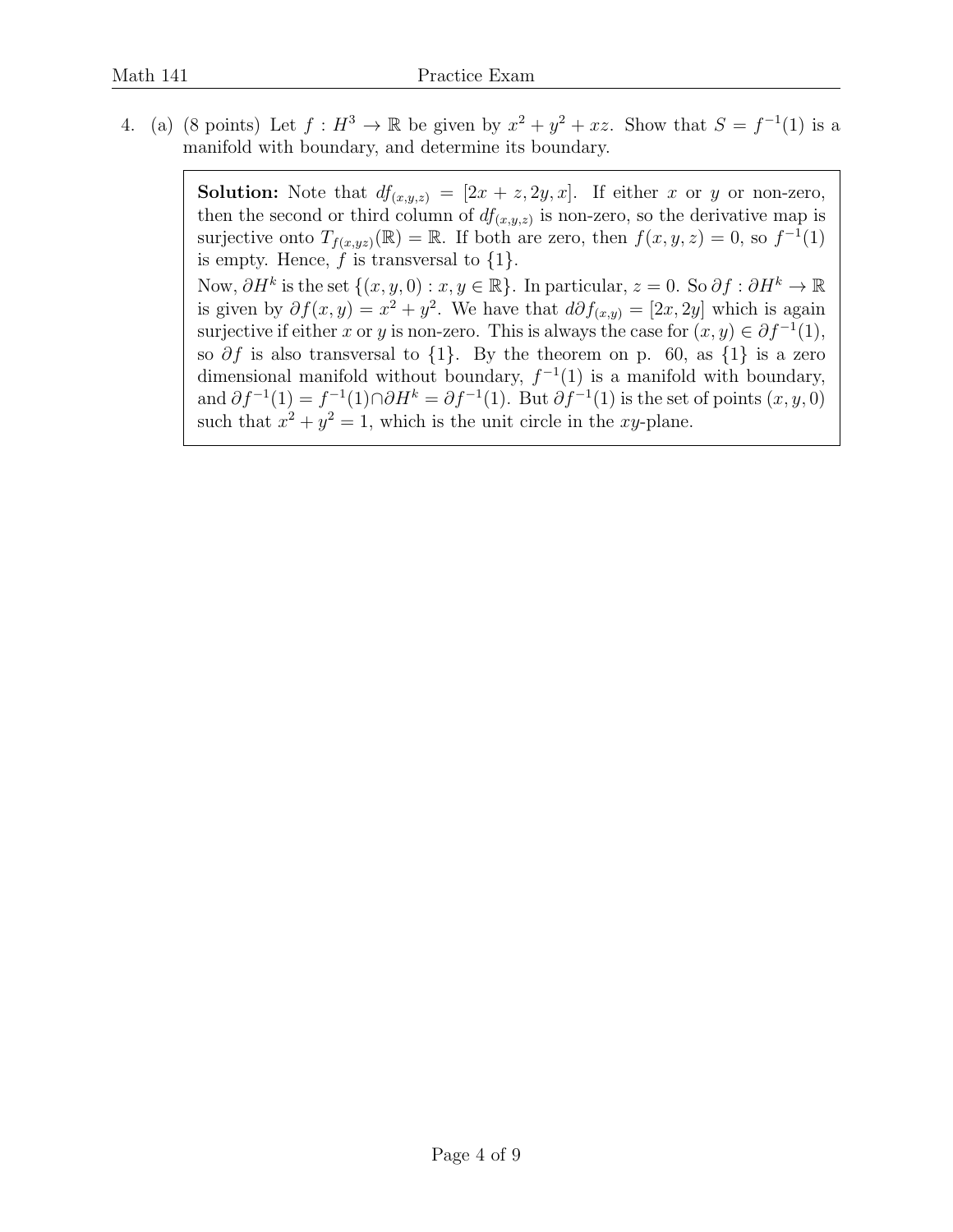4. (a) (8 points) Let $f : H^3 \to \mathbb{R}$ be given by $x^2 + y^2 + xz$. Show that $S = f^{-1}(1)$ is a manifold with boundary, and determine its boundary.

**Solution:** Note that $df_{(x,y,z)} = [2x + z, 2y, x]$. If either $x$ or $y$ or non-zero, then the second or third column of $df_{(x,y,z)}$ is non-zero, so the derivative map is surjective onto $T_{f(x,yz)}(\mathbb{R}) = \mathbb{R}$. If both are zero, then $f(x, y, z) = 0$, so $f^{-1}(1)$ is empty. Hence, $f$ is transversal to $\{1\}$.

Now, $\partial H^k$ is the set $\{(x, y, 0) : x, y \in \mathbb{R}\}$. In particular, $z = 0$. So $\partial f : \partial H^k \to \mathbb{R}$ is given by $\partial f(x, y) = x^2 + y^2$. We have that $d\partial f_{(x,y)} = [2x, 2y]$ which is again surjective if either $x$ or $y$ is non-zero. This is always the case for $(x, y) \in \partial f^{-1}(1)$, so $\partial f$ is also transversal to $\{1\}$. By the theorem on p. 60, as $\{1\}$ is a zero dimensional manifold without boundary, $f^{-1}(1)$ is a manifold with boundary, and $\partial f^{-1}(1) = f^{-1}(1) \cap \partial H^k = \partial f^{-1}(1)$. But $\partial f^{-1}(1)$ is the set of points $(x, y, 0)$ such that $x^2 + y^2 = 1$, which is the unit circle in the $xy$-plane.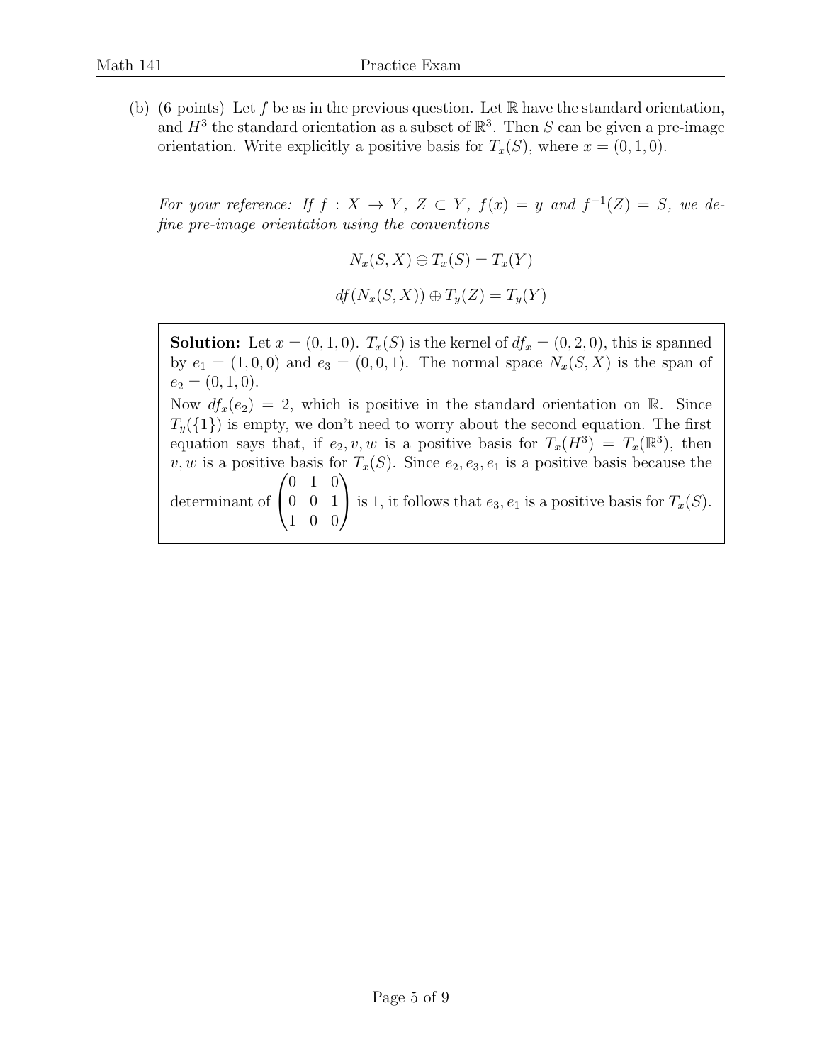(b) (6 points) Let $f$ be as in the previous question. Let $\mathbb{R}$ have the standard orientation, and $H^3$ the standard orientation as a subset of $\mathbb{R}^3$. Then $S$ can be given a pre-image orientation. Write explicitly a positive basis for $T_x(S)$, where $x = (0, 1, 0)$.

*For your reference: If $f : X \to Y$, $Z \subset Y$, $f(x) = y$ and $f^{-1}(Z) = S$, we define pre-image orientation using the conventions*

$$N_x(S, X) \oplus T_x(S) = T_x(Y)$$

$$df(N_x(S, X)) \oplus T_y(Z) = T_y(Y)$$

**Solution:** Let $x = (0, 1, 0)$. $T_x(S)$ is the kernel of $df_x = (0, 2, 0)$, this is spanned by $e_1 = (1, 0, 0)$ and $e_3 = (0, 0, 1)$. The normal space $N_x(S, X)$ is the span of $e_2 = (0, 1, 0)$.

Now $df_x(e_2) = 2$, which is positive in the standard orientation on $\mathbb{R}$. Since $T_y(\{1\})$ is empty, we don't need to worry about the second equation. The first equation says that, if $e_2, v, w$ is a positive basis for $T_x(H^3) = T_x(\mathbb{R}^3)$, then $v, w$ is a positive basis for $T_x(S)$. Since $e_2, e_3, e_1$ is a positive basis because the determinant of $\begin{pmatrix} 0 & 1 & 0 \\ 0 & 0 & 1 \\ 1 & 0 & 0 \end{pmatrix}$ is 1, it follows that $e_3, e_1$ is a positive basis for $T_x(S)$.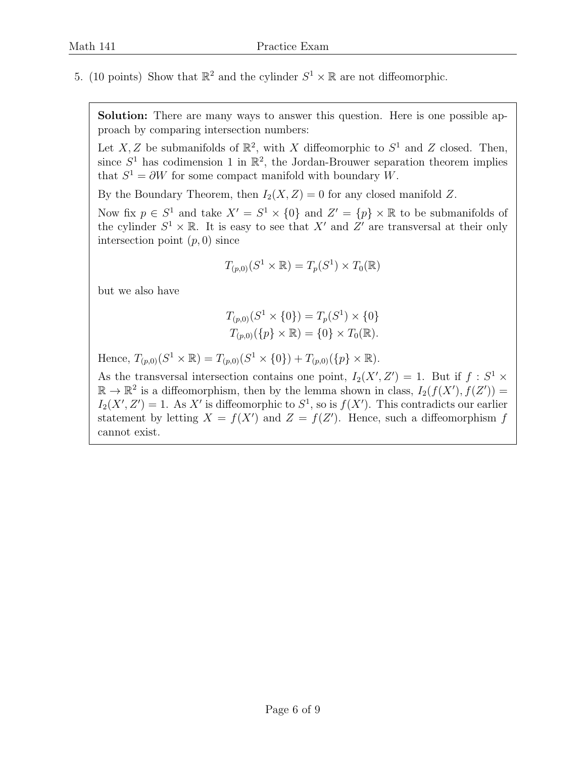5. (10 points) Show that $\mathbb{R}^2$ and the cylinder $S^1 \times \mathbb{R}$ are not diffeomorphic.

**Solution:** There are many ways to answer this question. Here is one possible approach by comparing intersection numbers:

Let $X, Z$ be submanifolds of $\mathbb{R}^2$, with $X$ diffeomorphic to $S^1$ and $Z$ closed. Then, since $S^1$ has codimension 1 in $\mathbb{R}^2$, the Jordan-Brouwer separation theorem implies that $S^1 = \partial W$ for some compact manifold with boundary $W$.

By the Boundary Theorem, then $I_2(X, Z) = 0$ for any closed manifold $Z$.

Now fix $p \in S^1$ and take $X' = S^1 \times \{0\}$ and $Z' = \{p\} \times \mathbb{R}$ to be submanifolds of the cylinder $S^1 \times \mathbb{R}$. It is easy to see that $X'$ and $Z'$ are transversal at their only intersection point $(p, 0)$ since

$$T_{(p,0)}(S^1 \times \mathbb{R}) = T_p(S^1) \times T_0(\mathbb{R})$$

but we also have

$$T_{(p,0)}(S^1 \times \{0\}) = T_p(S^1) \times \{0\}$$
$$T_{(p,0)}(\{p\} \times \mathbb{R}) = \{0\} \times T_0(\mathbb{R}).$$

Hence, $T_{(p,0)}(S^1 \times \mathbb{R}) = T_{(p,0)}(S^1 \times \{0\}) + T_{(p,0)}(\{p\} \times \mathbb{R})$.

As the transversal intersection contains one point, $I_2(X', Z') = 1$. But if $f : S^1 \times \mathbb{R} \to \mathbb{R}^2$ is a diffeomorphism, then by the lemma shown in class, $I_2(f(X'), f(Z')) = I_2(X', Z') = 1$. As $X'$ is diffeomorphic to $S^1$, so is $f(X')$. This contradicts our earlier statement by letting $X = f(X')$ and $Z = f(Z')$. Hence, such a diffeomorphism $f$ cannot exist.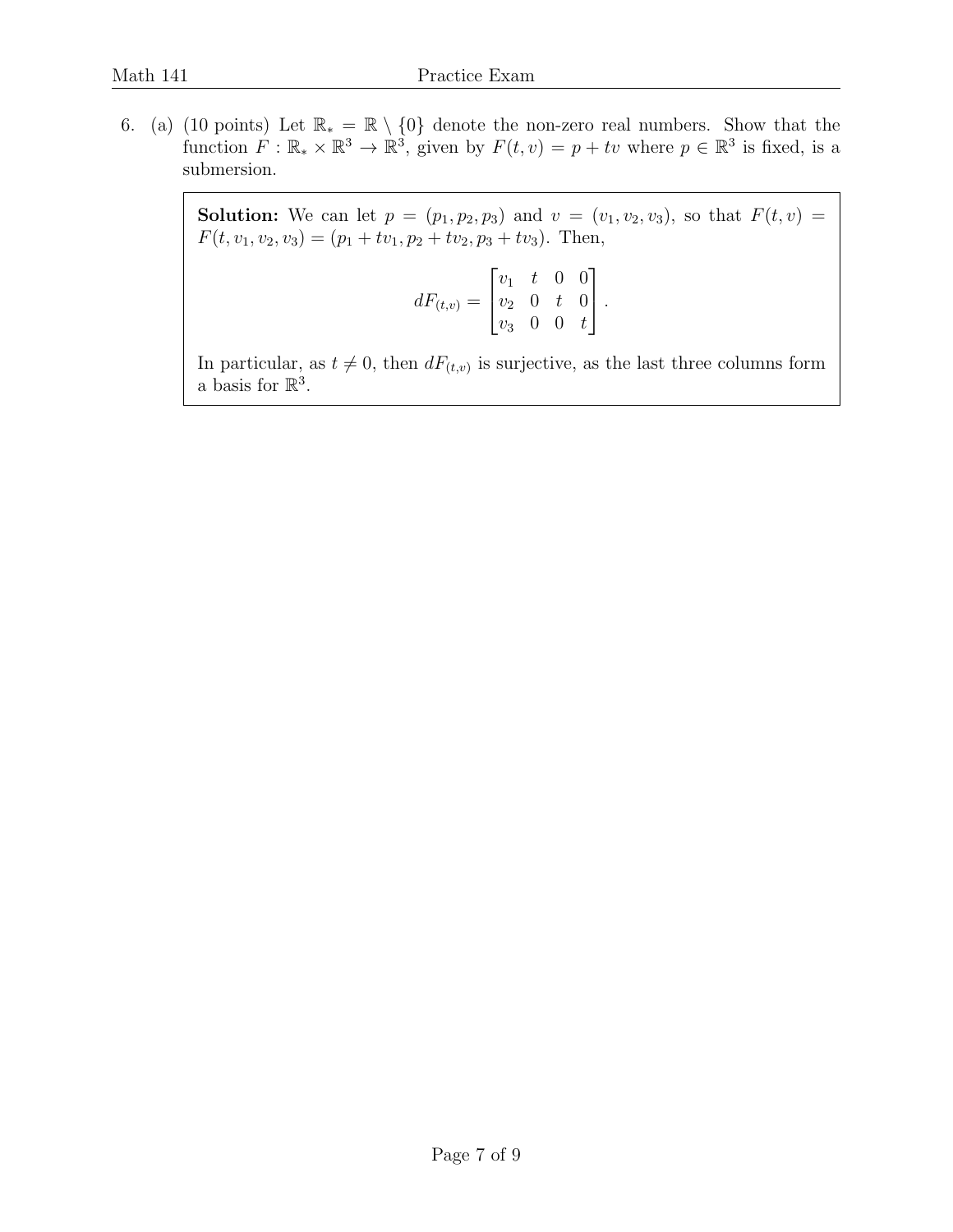6. (a) (10 points) Let $\mathbb{R}_* = \mathbb{R} \setminus \{0\}$ denote the non-zero real numbers. Show that the function $F : \mathbb{R}_* \times \mathbb{R}^3 \to \mathbb{R}^3$, given by $F(t, v) = p + tv$ where $p \in \mathbb{R}^3$ is fixed, is a submersion.

> **Solution:** We can let $p = (p_1, p_2, p_3)$ and $v = (v_1, v_2, v_3)$, so that $F(t, v) = F(t, v_1, v_2, v_3) = (p_1 + tv_1, p_2 + tv_2, p_3 + tv_3)$. Then,
>
> $$dF_{(t,v)} = \begin{bmatrix} v_1 & t & 0 & 0 \\ v_2 & 0 & t & 0 \\ v_3 & 0 & 0 & t \end{bmatrix}.$$
>
> In particular, as $t \neq 0$, then $dF_{(t,v)}$ is surjective, as the last three columns form a basis for $\mathbb{R}^3$.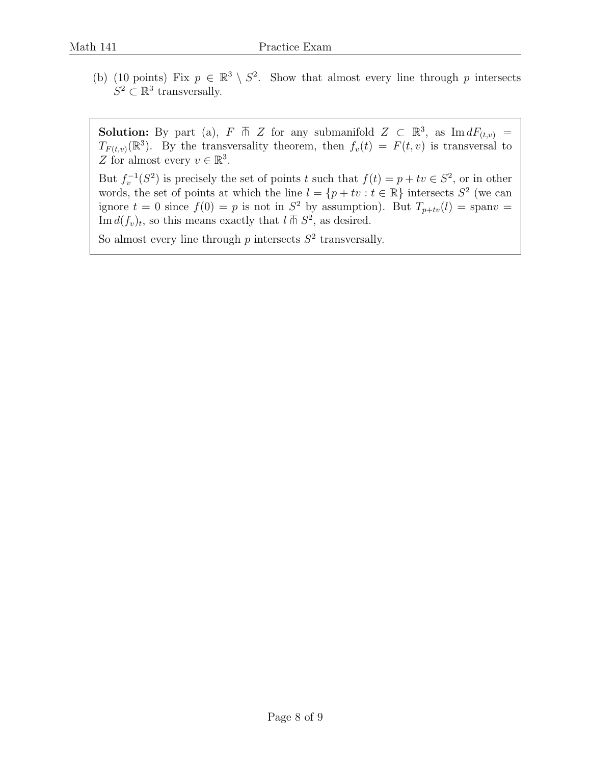(b) (10 points) Fix $p \in \mathbb{R}^3 \setminus S^2$. Show that almost every line through $p$ intersects $S^2 \subset \mathbb{R}^3$ transversally.

> **Solution:** By part (a), $F \pitchfork Z$ for any submanifold $Z \subset \mathbb{R}^3$, as $\operatorname{Im} dF_{(t,v)} = T_{F(t,v)}(\mathbb{R}^3)$. By the transversality theorem, then $f_v(t) = F(t,v)$ is transversal to $Z$ for almost every $v \in \mathbb{R}^3$.
>
> But $f_v^{-1}(S^2)$ is precisely the set of points $t$ such that $f(t) = p + tv \in S^2$, or in other words, the set of points at which the line $l = \{p + tv : t \in \mathbb{R}\}$ intersects $S^2$ (we can ignore $t = 0$ since $f(0) = p$ is not in $S^2$ by assumption). But $T_{p+tv}(l) = \operatorname{span} v = \operatorname{Im} d(f_v)_t$, so this means exactly that $l \pitchfork S^2$, as desired.
>
> So almost every line through $p$ intersects $S^2$ transversally.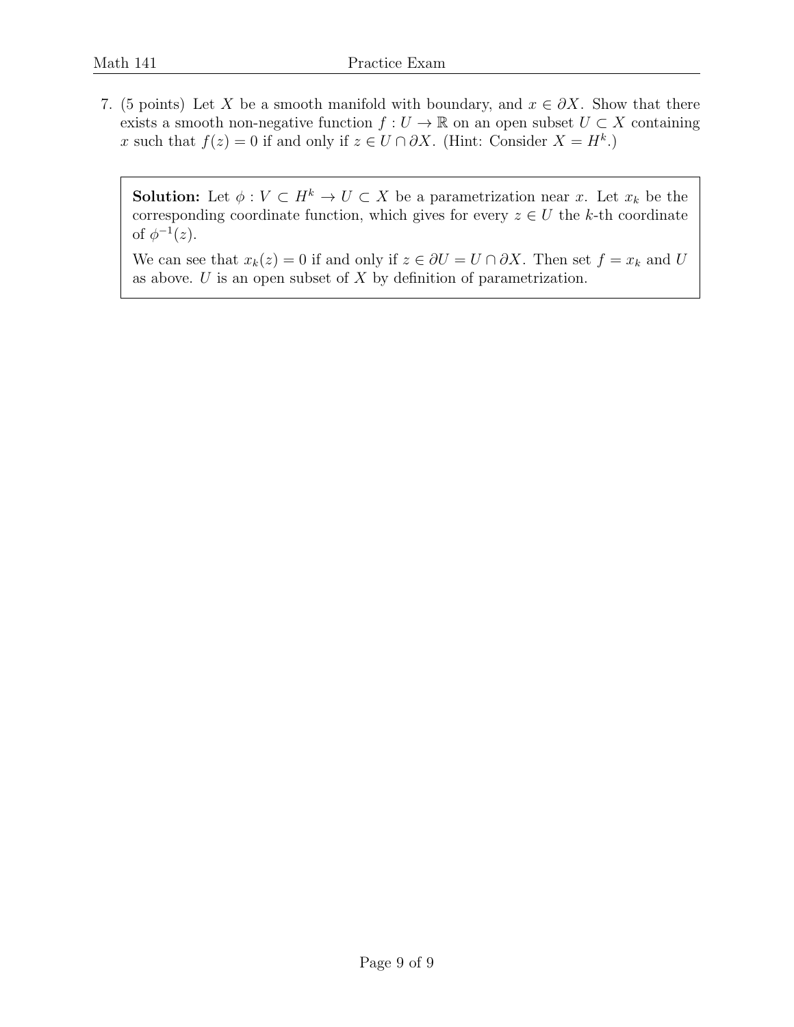7. (5 points) Let $X$ be a smooth manifold with boundary, and $x \in \partial X$. Show that there exists a smooth non-negative function $f : U \to \mathbb{R}$ on an open subset $U \subset X$ containing $x$ such that $f(z) = 0$ if and only if $z \in U \cap \partial X$. (Hint: Consider $X = H^k$.)

**Solution:** Let $\phi : V \subset H^k \to U \subset X$ be a parametrization near $x$. Let $x_k$ be the corresponding coordinate function, which gives for every $z \in U$ the $k$-th coordinate of $\phi^{-1}(z)$.

We can see that $x_k(z) = 0$ if and only if $z \in \partial U = U \cap \partial X$. Then set $f = x_k$ and $U$ as above. $U$ is an open subset of $X$ by definition of parametrization.